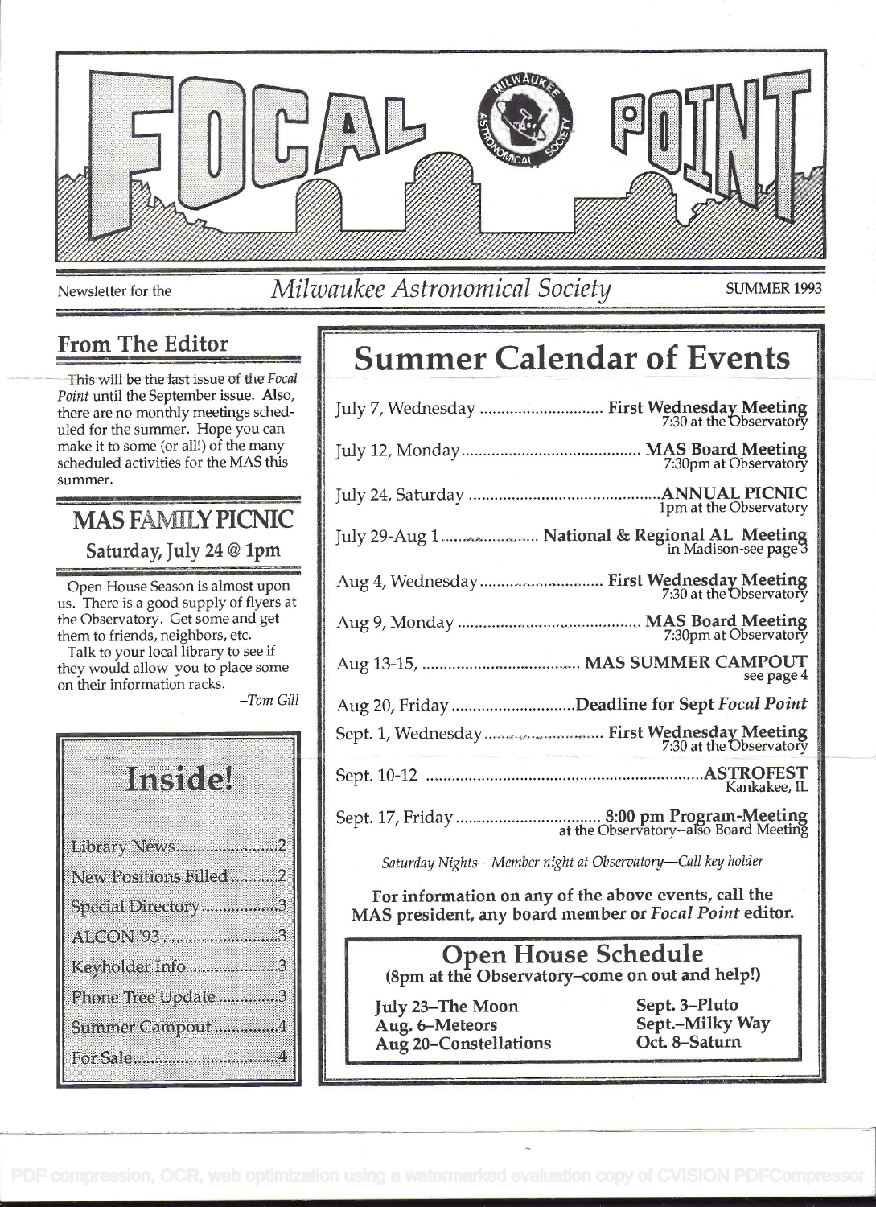# FOCAL POINT

Newsletter for the *Milwaukee Astronomical Society* SUMMER 1993

## From The Editor

This will be the last issue of the *Focal Point* until the September issue. Also, there are no monthly meetings scheduled for the summer. Hope you can make it to some (or all!) of the many scheduled activities for the MAS this summer.

## MAS FAMILY PICNIC

### Saturday, July 24 @ 1pm

Open House Season is almost upon us. There is a good supply of flyers at the Observatory. Get some and get them to friends, neighbors, etc.

Talk to your local library to see if they would allow you to place some on their information racks.

–Tom Gill

## Inside!

- Library News.......................2
- New Positions Filled...........2
- Special Directory.................3
- ALCON '93..........................3
- Keyholder Info....................3
- Phone Tree Update.............3
- Summer Campout...............4
- For Sale...............................4

## Summer Calendar of Events

- July 7, Wednesday ............ **First Wednesday Meeting** 7:30 at the Observatory
- July 12, Monday ............ **MAS Board Meeting** 7:30pm at Observatory
- July 24, Saturday ............ **ANNUAL PICNIC** 1pm at the Observatory
- July 29-Aug 1 ............ **National & Regional AL Meeting** in Madison-see page 3
- Aug 4, Wednesday ............ **First Wednesday Meeting** 7:30 at the Observatory
- Aug 9, Monday ............ **MAS Board Meeting** 7:30pm at Observatory
- Aug 13-15, ............ **MAS SUMMER CAMPOUT** see page 4
- Aug 20, Friday ............ **Deadline for Sept *Focal Point***
- Sept. 1, Wednesday ............ **First Wednesday Meeting** 7:30 at the Observatory
- Sept. 10-12 ............ **ASTROFEST** Kankakee, IL
- Sept. 17, Friday ............ **8:00 pm Program-Meeting** at the Observatory--also Board Meeting

*Saturday Nights—Member night at Observatory—Call key holder*

**For information on any of the above events, call the MAS president, any board member or *Focal Point* editor.**

## Open House Schedule

**(8pm at the Observatory–come on out and help!)**

**July 23–The Moon**
**Aug. 6–Meteors**
**Aug 20–Constellations**
**Sept. 3–Pluto**
**Sept.–Milky Way**
**Oct. 8–Saturn**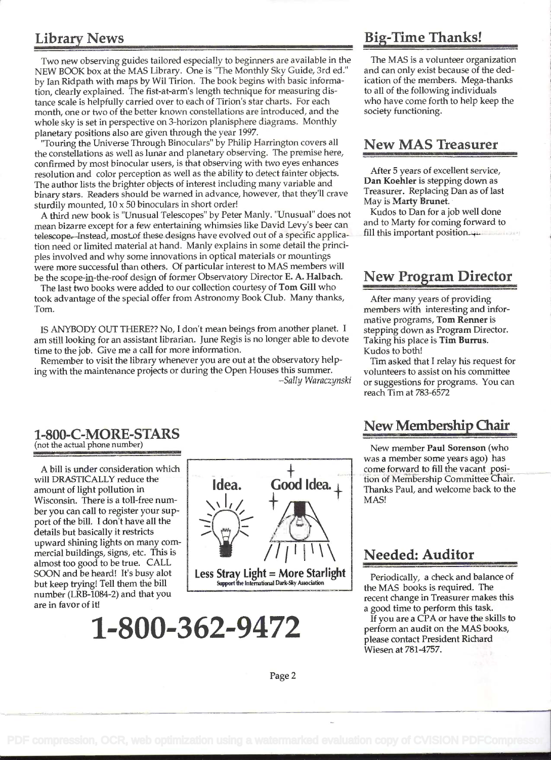## Library News

Two new observing guides tailored especially to beginners are available in the NEW BOOK box at the MAS Library. One is "The Monthly Sky Guide, 3rd ed." by Ian Ridpath with maps by Wil Tirion. The book begins with basic information, clearly explained. The fist-at-arm's length technique for measuring distance scale is helpfully carried over to each of Tirion's star charts. For each month, one or two of the better known constellations are introduced, and the whole sky is set in perspective on 3-horizon planisphere diagrams. Monthly planetary positions also are given through the year 1997.

"Touring the Universe Through Binoculars" by Philip Harrington covers all the constellations as well as lunar and planetary observing. The premise here, confirmed by most binocular users, is that observing with two eyes enhances resolution and color perception as well as the ability to detect fainter objects. The author lists the brighter objects of interest including many variable and binary stars. Readers should be warned in advance, however, that they'll crave sturdily mounted, 10 x 50 binoculars in short order!

A third new book is "Unusual Telescopes" by Peter Manly. "Unusual" does not mean bizarre except for a few entertaining whimsies like David Levy's beer can telescope. Instead, most of these designs have evolved out of a specific application need or limited material at hand. Manly explains in some detail the principles involved and why some innovations in optical materials or mountings were more successful than others. Of particular interest to MAS members will be the scope-in-the-roof design of former Observatory Director **E. A. Halbach**.

The last two books were added to our collection courtesy of **Tom Gill** who took advantage of the special offer from Astronomy Book Club. Many thanks, Tom.

IS ANYBODY OUT THERE?? No, I don't mean beings from another planet. I am still looking for an assistant librarian. June Regis is no longer able to devote time to the job. Give me a call for more information.

Remember to visit the library whenever you are out at the observatory helping with the maintenance projects or during the Open Houses this summer.

*–Sally Waraczynski*

## 1-800-C-MORE-STARS

(not the actual phone number)

A bill is under consideration which will DRASTICALLY reduce the amount of light pollution in Wisconsin. There is a toll-free number you can call to register your support of the bill. I don't have all the details but basically it restricts upward shining lights on many commercial buildings, signs, etc. This is almost too good to be true. CALL SOON and be heard! It's busy alot but keep trying! Tell them the bill number (LRB-1084-2) and that you are in favor of it!

Idea. Good Idea.

Less Stray Light = More Starlight

Support the International Dark-Sky Association

# 1-800-362-9472

## Big-Time Thanks!

The MAS is a volunteer organization and can only exist because of the dedication of the members. Mega-thanks to all of the following individuals who have come forth to help keep the society functioning.

## New MAS Treasurer

After 5 years of excellent service, **Dan Koehler** is stepping down as Treasurer. Replacing Dan as of last May is **Marty Brunet**.

Kudos to Dan for a job well done and to Marty for coming forward to fill this important position.

## New Program Director

After many years of providing members with interesting and informative programs, **Tom Renner** is stepping down as Program Director. Taking his place is **Tim Burrus**. Kudos to both!

Tim asked that I relay his request for volunteers to assist on his committee or suggestions for programs. You can reach Tim at 783-6572

## New Membership Chair

New member **Paul Sorenson** (who was a member some years ago) has come forward to fill the vacant position of Membership Committee Chair. Thanks Paul, and welcome back to the MAS!

## Needed: Auditor

Periodically, a check and balance of the MAS books is required. The recent change in Treasurer makes this a good time to perform this task.

If you are a CPA or have the skills to perform an audit on the MAS books, please contact President Richard Wiesen at 781-4757.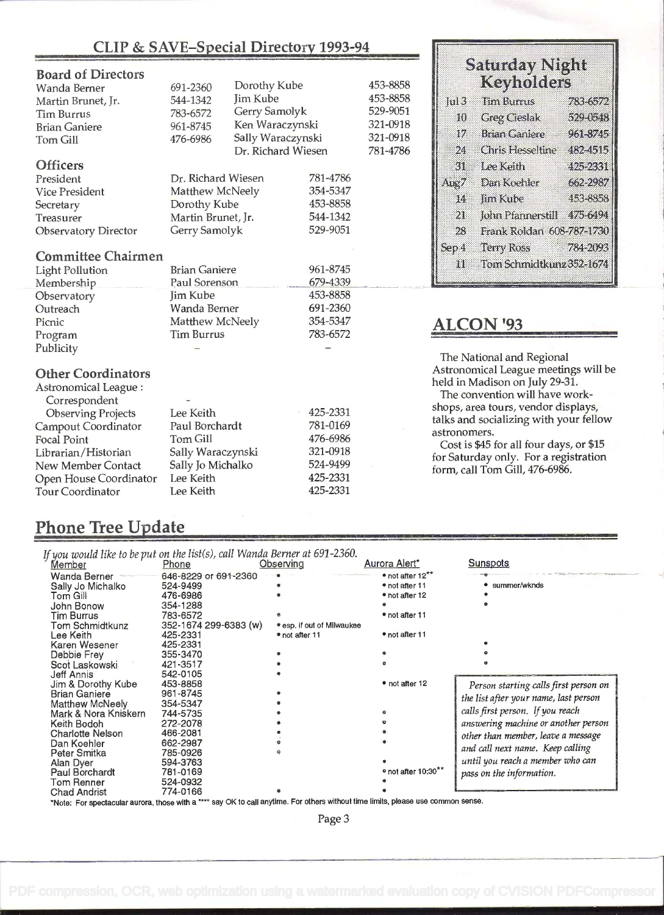## CLIP & SAVE–Special Directory 1993-94

### Board of Directors

| Name | Phone | Name | Phone |
|---|---|---|---|
| Wanda Berner | 691-2360 | Dorothy Kube | 453-8858 |
| Martin Brunet, Jr. | 544-1342 | Jim Kube | 453-8858 |
| Tim Burrus | 783-6572 | Gerry Samolyk | 529-9051 |
| Brian Ganiere | 961-8745 | Ken Waraczynski | 321-0918 |
| Tom Gill | 476-6986 | Sally Waraczynski | 321-0918 |
| | | Dr. Richard Wiesen | 781-4786 |

### Officers

| Office | Name | Phone |
|---|---|---|
| President | Dr. Richard Wiesen | 781-4786 |
| Vice President | Matthew McNeely | 354-5347 |
| Secretary | Dorothy Kube | 453-8858 |
| Treasurer | Martin Brunet, Jr. | 544-1342 |
| Observatory Director | Gerry Samolyk | 529-9051 |

### Committee Chairmen

| Committee | Name | Phone |
|---|---|---|
| Light Pollution | Brian Ganiere | 961-8745 |
| Membership | Paul Sorenson | 679-4339 |
| Observatory | Jim Kube | 453-8858 |
| Outreach | Wanda Berner | 691-2360 |
| Picnic | Matthew McNeely | 354-5347 |
| Program | Tim Burrus | 783-6572 |
| Publicity | – | – |

### Other Coordinators

| Position | Name | Phone |
|---|---|---|
| Astronomical League : Correspondent | – | |
| Observing Projects | Lee Keith | 425-2331 |
| Campout Coordinator | Paul Borchardt | 781-0169 |
| Focal Point | Tom Gill | 476-6986 |
| Librarian/Historian | Sally Waraczynski | 321-0918 |
| New Member Contact | Sally Jo Michalko | 524-9499 |
| Open House Coordinator | Lee Keith | 425-2331 |
| Tour Coordinator | Lee Keith | 425-2331 |

## Saturday Night Keyholders

| Date | Name | Phone |
|---|---|---|
| Jul 3 | Tim Burrus | 783-6572 |
| 10 | Greg Cieslak | 529-0548 |
| 17 | Brian Ganiere | 961-8745 |
| 24 | Chris Hesseltine | 482-4515 |
| 31 | Lee Keith | 425-2331 |
| Aug 7 | Dan Koehler | 662-2987 |
| 14 | Jim Kube | 453-8858 |
| 21 | John Pfannerstill | 475-6494 |
| 28 | Frank Roldan | 608-787-1730 |
| Sep 4 | Terry Ross | 784-2093 |
| 11 | Tom Schmidtkunz | 352-1674 |

## ALCON '93

The National and Regional Astronomical League meetings will be held in Madison on July 29-31.

The convention will have workshops, area tours, vendor displays, talks and socializing with your fellow astronomers.

Cost is $45 for all four days, or $15 for Saturday only. For a registration form, call Tom Gill, 476-6986.

## Phone Tree Update

*If you would like to be put on the list(s), call Wanda Berner at 691-2360.*

| Member | Phone | Observing | Aurora Alert* | Sunspots |
|---|---|---|---|---|
| Wanda Berner | 646-8229 or 691-2360 | • | • not after 12** | • |
| Sally Jo Michalko | 524-9499 | • | • not after 11 | • summer/wknds |
| Tom Gill | 476-6986 | • | • not after 12 | • |
| John Bonow | 354-1288 | | • | • |
| Tim Burrus | 783-6572 | • | • not after 11 | |
| Tom Schmidtkunz | 352-1674 299-6383 (w) | • esp. if out of Milwaukee | | |
| Lee Keith | 425-2331 | • not after 11 | • not after 11 | |
| Karen Wesener | 425-2331 | | | • |
| Debbie Frey | 355-3470 | • | • | • |
| Scot Laskowski | 421-3517 | • | • | • |
| Jeff Annis | 542-0105 | • | | |
| Jim & Dorothy Kube | 453-8858 | | • not after 12 | |
| Brian Ganiere | 961-8745 | • | | |
| Matthew McNeely | 354-5347 | • | | |
| Mark & Nora Kniskern | 744-5735 | • | • | |
| Keith Bodoh | 272-2078 | • | • | |
| Charlotte Nelson | 466-2081 | • | • | |
| Dan Koehler | 662-2987 | • | • | |
| Peter Smitka | 785-0926 | • | | |
| Alan Dyer | 594-3763 | | • | |
| Paul Borchardt | 781-0169 | | • not after 10:30** | |
| Tom Renner | 524-0932 | | • | |
| Chad Andrist | 774-0166 | • | • | |

*Person starting calls first person on the list after your name, last person calls first person. If you reach answering machine or another person other than member, leave a message and call next name. Keep calling until you reach a member who can pass on the information.*

*Note: For spectacular aurora, those with a "**" say OK to call anytime. For others without time limits, please use common sense.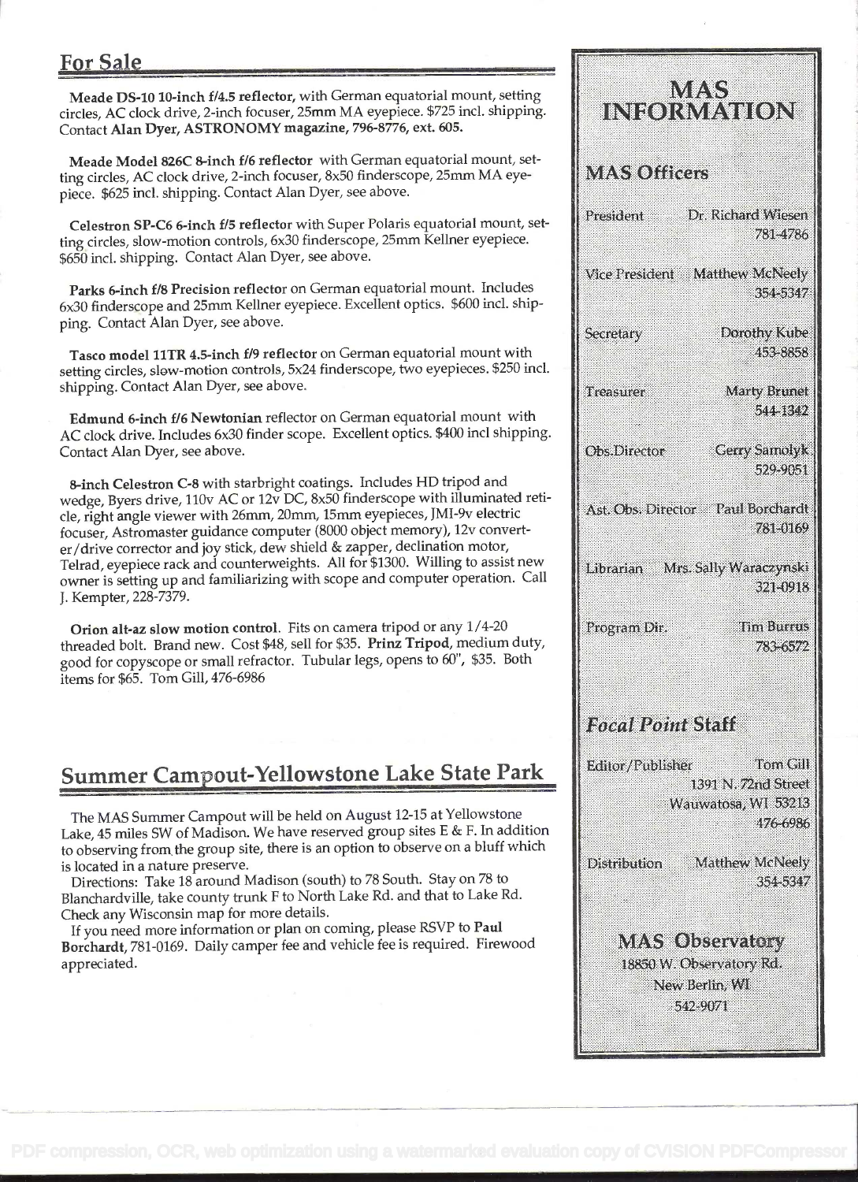## For Sale

**Meade DS-10 10-inch f/4.5 reflector,** with German equatorial mount, setting circles, AC clock drive, 2-inch focuser, 25mm MA eyepiece. $725 incl. shipping. Contact **Alan Dyer, ASTRONOMY magazine, 796-8776, ext. 605.**

**Meade Model 826C 8-inch f/6 reflector** with German equatorial mount, setting circles, AC clock drive, 2-inch focuser, 8x50 finderscope, 25mm MA eyepiece. $625 incl. shipping. Contact Alan Dyer, see above.

**Celestron SP-C6 6-inch f/5 reflector** with Super Polaris equatorial mount, setting circles, slow-motion controls, 6x30 finderscope, 25mm Kellner eyepiece. $650 incl. shipping. Contact Alan Dyer, see above.

**Parks 6-inch f/8 Precision reflector** on German equatorial mount. Includes 6x30 finderscope and 25mm Kellner eyepiece. Excellent optics. $600 incl. shipping. Contact Alan Dyer, see above.

**Tasco model 11TR 4.5-inch f/9 reflector** on German equatorial mount with setting circles, slow-motion controls, 5x24 finderscope, two eyepieces. $250 incl. shipping. Contact Alan Dyer, see above.

**Edmund 6-inch f/6 Newtonian** reflector on German equatorial mount with AC clock drive. Includes 6x30 finder scope. Excellent optics. $400 incl shipping. Contact Alan Dyer, see above.

**8-inch Celestron C-8** with starbright coatings. Includes HD tripod and wedge, Byers drive, 110v AC or 12v DC, 8x50 finderscope with illuminated reticle, right angle viewer with 26mm, 20mm, 15mm eyepieces, JMI-9v electric focuser, Astromaster guidance computer (8000 object memory), 12v converter/drive corrector and joy stick, dew shield & zapper, declination motor, Telrad, eyepiece rack and counterweights. All for $1300. Willing to assist new owner is setting up and familiarizing with scope and computer operation. Call J. Kempter, 228-7379.

**Orion alt-az slow motion control**. Fits on camera tripod or any 1/4-20 threaded bolt. Brand new. Cost $48, sell for $35. **Prinz Tripod**, medium duty, good for copyscope or small refractor. Tubular legs, opens to 60", $35. Both items for $65. Tom Gill, 476-6986

## Summer Campout-Yellowstone Lake State Park

The MAS Summer Campout will be held on August 12-15 at Yellowstone Lake, 45 miles SW of Madison. We have reserved group sites E & F. In addition to observing from the group site, there is an option to observe on a bluff which is located in a nature preserve.

Directions: Take 18 around Madison (south) to 78 South. Stay on 78 to Blanchardville, take county trunk F to North Lake Rd. and that to Lake Rd. Check any Wisconsin map for more details.

If you need more information or plan on coming, please RSVP to **Paul Borchardt**, 781-0169. Daily camper fee and vehicle fee is required. Firewood appreciated.

## MAS INFORMATION

### MAS Officers

President — Dr. Richard Wiesen, 781-4786

Vice President — Matthew McNeely, 354-5347

Secretary — Dorothy Kube, 453-8858

Treasurer — Marty Brunet, 544-1342

Obs. Director — Gerry Samolyk, 529-9051

Ast. Obs. Director — Paul Borchardt, 781-0169

Librarian — Mrs. Sally Waraczynski, 321-0918

Program Dir. — Tim Burrus, 783-6572

### *Focal Point* Staff

Editor/Publisher — Tom Gill, 1391 N. 72nd Street, Wauwatosa, WI 53213, 476-6986

Distribution — Matthew McNeely, 354-5347

### MAS Observatory

18850 W. Observatory Rd.
New Berlin, WI
542-9071